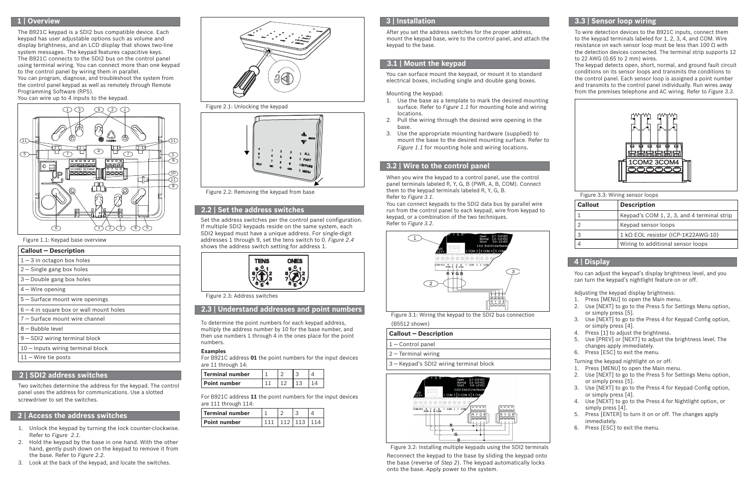## 1 | Overview

The B921C keypad is a SDI2 bus compatible device. Each keypad has user adjustable options such as volume and display brightness, and an LCD display that shows two-line system messages. The keypad features capacitive keys.
The B921C connects to the SDI2 bus on the control panel using terminal wiring. You can connect more than one keypad to the control panel by wiring them in parallel.
You can program, diagnose, and troubleshoot the system from the control panel keypad as well as remotely through Remote Programming Software (RPS).
You can wire up to 4 inputs to the keypad.

Figure 1.1: Keypad base overview

| Callout — Description |
|---|
| 1 — 3 in octagon box holes |
| 2 — Single gang box holes |
| 3 — Double gang box holes |
| 4 — Wire opening |
| 5 — Surface mount wire openings |
| 6 — 4 in square box or wall mount holes |
| 7 — Surface mount wire channel |
| 8 — Bubble level |
| 9 — SDI2 wiring terminal block |
| 10 — Inputs wiring terminal block |
| 11 — Wire tie posts |

## 2 | SDI2 address switches

Two switches determine the address for the keypad. The control panel uses the address for communications. Use a slotted screwdriver to set the switches.

## 2 | Access the address switches

1. Unlock the keypad by turning the lock counter-clockwise. Refer to *Figure 2.1*.
2. Hold the keypad by the base in one hand. With the other hand, gently push down on the keypad to remove it from the base. Refer to *Figure 2.2*.
3. Look at the back of the keypad, and locate the switches.

Figure 2.1: Unlocking the keypad

Figure 2.2: Removing the keypad from base

## 2.2 | Set the address switches

Set the address switches per the control panel configuration. If multiple SDI2 keypads reside on the same system, each SDI2 keypad must have a unique address. For single-digit addresses 1 through 9, set the tens switch to 0. *Figure 2.4* shows the address switch setting for address 1.

Figure 2.3: Address switches

## 2.3 | Understand addresses and point numbers

To determine the point numbers for each keypad address, multiply the address number by 10 for the base number, and then use numbers 1 through 4 in the ones place for the point numbers.

**Examples**
For B921C address **01** the point numbers for the input devices are 11 through 14:

| Terminal number | 1 | 2 | 3 | 4 |
|---|---|---|---|---|
| Point number | 11 | 12 | 13 | 14 |

For B921C address **11** the point numbers for the input devices are 111 through 114:

| Terminal number | 1 | 2 | 3 | 4 |
|---|---|---|---|---|
| Point number | 111 | 112 | 113 | 114 |

## 3 | Installation

After you set the address switches for the proper address, mount the keypad base, wire to the control panel, and attach the keypad to the base.

## 3.1 | Mount the keypad

You can surface mount the keypad, or mount it to standard electrical boxes, including single and double gang boxes.

Mounting the keypad:

1. Use the base as a template to mark the desired mounting surface. Refer to *Figure 1.1* for mounting hole and wiring locations.
2. Pull the wiring through the desired wire opening in the base.
3. Use the appropriate mounting hardware (supplied) to mount the base to the desired mounting surface. Refer to *Figure 1.1* for mounting hole and wiring locations.

## 3.2 | Wire to the control panel

When you wire the keypad to a control panel, use the control panel terminals labeled R, Y, G, B (PWR, A, B, COM). Connect them to the keypad terminals labeled R, Y, G, B.
Refer to *Figure 3.1*.
You can connect keypads to the SDI2 data bus by parallel wire run from the control panel to each keypad, wire from keypad to keypad, or a combination of the two techniques.
Refer to *Figure 3.2*.

Figure 3.1: Wiring the keypad to the SDI2 bus connection (B5512 shown)

| Callout — Description |
|---|
| 1 — Control panel |
| 2 — Terminal wiring |
| 3 — Keypad's SDI2 wiring terminal block |

Figure 3.2: Installing multiple keypads using the SDI2 terminals

Reconnect the keypad to the base by sliding the keypad onto the base (reverse of *Step 2*). The keypad automatically locks onto the base. Apply power to the system.

## 3.3 | Sensor loop wiring

To wire detection devices to the B921C inputs, connect them to the keypad terminals labeled for 1, 2, 3, 4, and COM. Wire resistance on each sensor loop must be less than 100 Ω with the detection devices connected. The terminal strip supports 12 to 22 AWG (0.65 to 2 mm) wires.
The keypad detects open, short, normal, and ground fault circuit conditions on its sensor loops and transmits the conditions to the control panel. Each sensor loop is assigned a point number and transmits to the control panel individually. Run wires away from the premises telephone and AC wiring. Refer to *Figure 3.3*.

Figure 3.3: Wiring sensor loops

| Callout | Description |
|---|---|
| 1 | Keypad's COM 1, 2, 3, and 4 terminal strip |
| 2 | Keypad sensor loops |
| 3 | 1 kΩ EOL resistor (ICP-1K22AWG-10) |
| 4 | Wiring to additional sensor loops |

## 4 | Display

You can adjust the keypad's display brightness level, and you can turn the keypad's nightlight feature on or off.

Adjusting the keypad display brightness:

1. Press [MENU] to open the Main menu.
2. Use [NEXT] to go to the Press 5 for Settings Menu option, or simply press [5].
3. Use [NEXT] to go to the Press 4 for Keypad Config option, or simply press [4].
4. Press [1] to adjust the brightness.
5. Use [PREV] or [NEXT] to adjust the brightness level. The changes apply immediately.
6. Press [ESC] to exit the menu.

Turning the keypad nightlight on or off:

1. Press [MENU] to open the Main menu.
2. Use [NEXT] to go to the Press 5 for Settings Menu option, or simply press [5].
3. Use [NEXT] to go to the Press 4 for Keypad Config option, or simply press [4].
4. Use [NEXT] to go to the Press 4 for Nightlight option, or simply press [4].
5. Press [ENTER] to turn it on or off. The changes apply immediately.
6. Press [ESC] to exit the menu.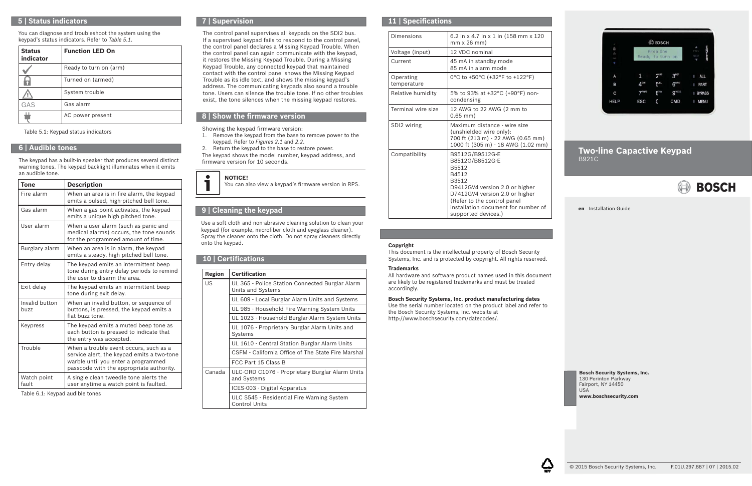## 5 | Status indicators

You can diagnose and troubleshoot the system using the keypad's status indicators. Refer to *Table 5.1*.

| Status indicator | Function LED On |
|---|---|
| ✓ | Ready to turn on (arm) |
| 🔒 | Turned on (armed) |
| ⚠ | System trouble |
| GAS | Gas alarm |
| 🔌 | AC power present |

Table 5.1: Keypad status indicators

## 6 | Audible tones

The keypad has a built-in speaker that produces several distinct warning tones. The keypad backlight illuminates when it emits an audible tone.

| Tone | Description |
|---|---|
| Fire alarm | When an area is in fire alarm, the keypad emits a pulsed, high-pitched bell tone. |
| Gas alarm | When a gas point activates, the keypad emits a unique high pitched tone. |
| User alarm | When a user alarm (such as panic and medical alarms) occurs, the tone sounds for the programmed amount of time. |
| Burglary alarm | When an area is in alarm, the keypad emits a steady, high pitched bell tone. |
| Entry delay | The keypad emits an intermittent beep tone during entry delay periods to remind the user to disarm the area. |
| Exit delay | The keypad emits an intermittent beep tone during exit delay. |
| Invalid button buzz | When an invalid button, or sequence of buttons, is pressed, the keypad emits a flat buzz tone. |
| Keypress | The keypad emits a muted beep tone as each button is pressed to indicate that the entry was accepted. |
| Trouble | When a trouble event occurs, such as a service alert, the keypad emits a two-tone warble until you enter a programmed passcode with the appropriate authority. |
| Watch point fault | A single clean tweedle tone alerts the user anytime a watch point is faulted. |

Table 6.1: Keypad audible tones

## 7 | Supervision

The control panel supervises all keypads on the SDI2 bus. If a supervised keypad fails to respond to the control panel, the control panel declares a Missing Keypad Trouble. When the control panel can again communicate with the keypad, it restores the Missing Keypad Trouble. During a Missing Keypad Trouble, any connected keypad that maintained contact with the control panel shows the Missing Keypad Trouble as its idle text, and shows the missing keypad's address. The communicating keypads also sound a trouble tone. Users can silence the trouble tone. If no other troubles exist, the tone silences when the missing keypad restores.

## 8 | Show the firmware version

Showing the keypad firmware version:

1. Remove the keypad from the base to remove power to the keypad. Refer to *Figures 2.1* and *2.2*.
2. Return the keypad to the base to restore power.

The keypad shows the model number, keypad address, and firmware version for 10 seconds.

**NOTICE!**
You can also view a keypad's firmware version in RPS.

## 9 | Cleaning the keypad

Use a soft cloth and non-abrasive cleaning solution to clean your keypad (for example, microfiber cloth and eyeglass cleaner). Spray the cleaner onto the cloth. Do not spray cleaners directly onto the keypad.

## 10 | Certifications

| Region | Certification |
|---|---|
| US | UL 365 - Police Station Connected Burglar Alarm Units and Systems |
| | UL 609 - Local Burglar Alarm Units and Systems |
| | UL 985 - Household Fire Warning System Units |
| | UL 1023 - Household Burglar-Alarm System Units |
| | UL 1076 - Proprietary Burglar Alarm Units and Systems |
| | UL 1610 - Central Station Burglar Alarm Units |
| | CSFM - California Office of The State Fire Marshal |
| | FCC Part 15 Class B |
| Canada | ULC-ORD C1076 - Proprietary Burglar Alarm Units and Systems |
| | ICES-003 - Digital Apparatus |
| | ULC S545 - Residential Fire Warning System Control Units |

## 11 | Specifications

| | |
|---|---|
| Dimensions | 6.2 in x 4.7 in x 1 in (158 mm x 120 mm x 26 mm) |
| Voltage (input) | 12 VDC nominal |
| Current | 45 mA in standby mode<br>85 mA in alarm mode |
| Operating temperature | 0°C to +50°C (+32°F to +122°F) |
| Relative humidity | 5% to 93% at +32°C (+90°F) non-condensing |
| Terminal wire size | 12 AWG to 22 AWG (2 mm to 0.65 mm) |
| SDI2 wiring | Maximum distance - wire size (unshielded wire only):<br>700 ft (213 m) - 22 AWG (0.65 mm)<br>1000 ft (305 m) - 18 AWG (1.02 mm) |
| Compatibility | B9512G/B9512G-E<br>B8512G/B8512G-E<br>B5512<br>B4512<br>B3512<br>D9412GV4 version 2.0 or higher<br>D7412GV4 version 2.0 or higher<br>(Refer to the control panel installation document for number of supported devices.) |

**Copyright**
This document is the intellectual property of Bosch Security Systems, Inc. and is protected by copyright. All rights reserved.

**Trademarks**
All hardware and software product names used in this document are likely to be registered trademarks and must be treated accordingly.

**Bosch Security Systems, Inc. product manufacturing dates**
Use the serial number located on the product label and refer to the Bosch Security Systems, Inc. website at http://www.boschsecurity.com/datecodes/.

# Two-line Capactive Keypad

B921C

BOSCH

**en** Installation Guide

**Bosch Security Systems, Inc.**
130 Perinton Parkway
Fairport, NY 14450
USA
**www.boschsecurity.com**

© 2015 Bosch Security Systems, Inc. F.01U.297.887 | 07 | 2015.02